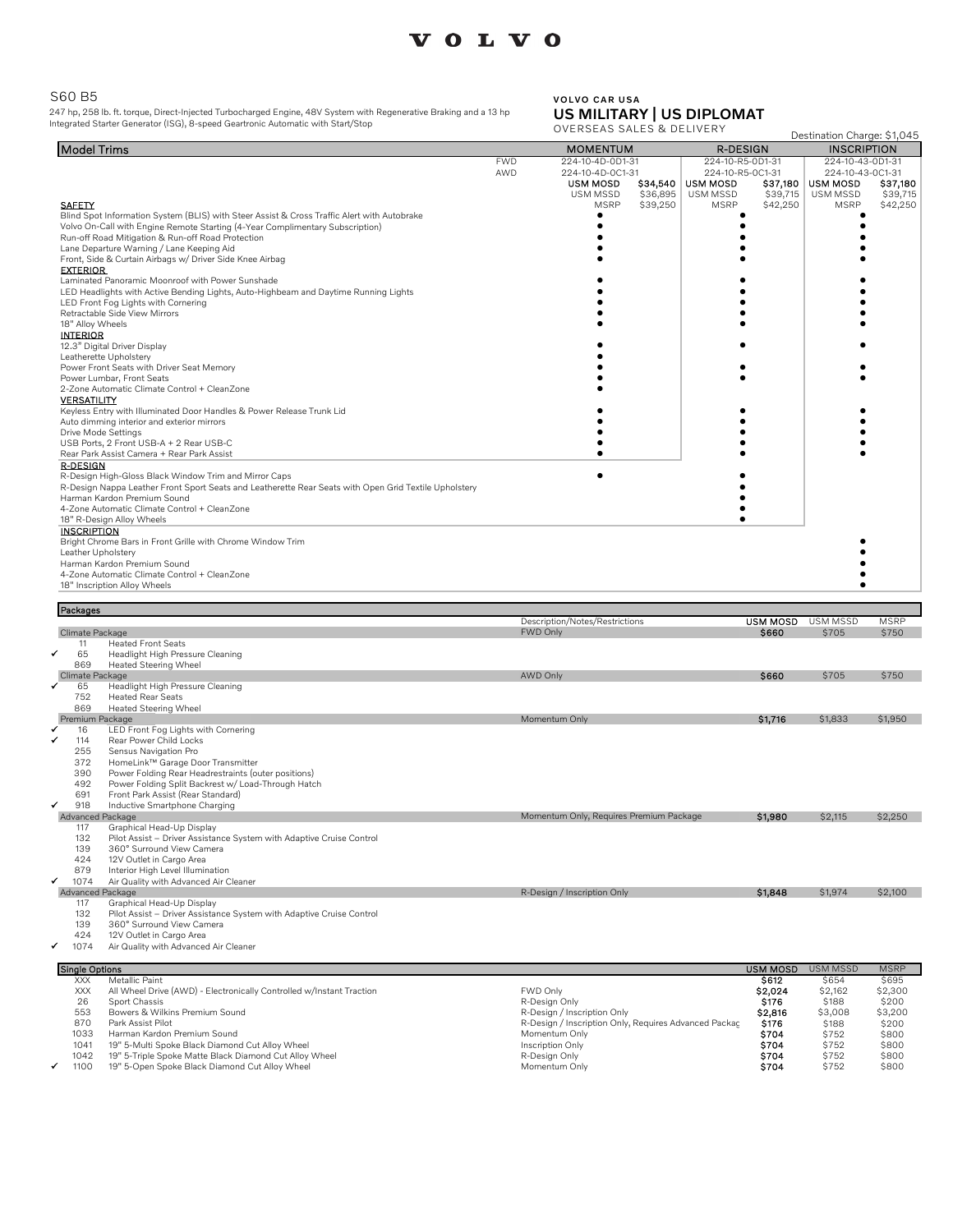VOLVO

## S60 B5

247 hp, 258 lb. ft. torque, Direct-Injected Turbocharged Engine, 48V System with Regenerative Braking and a 13 hp Integrated Starter Generator (ISG), 8-speed Geartronic Automatic with Start/Stop

**VOLVO CAR USA**

**US MILITARY | US DIPLOMAT**

OVERSEAS SALES & DELIVERY

Destination Charge: $1,045

| Model Trims | | MOMENTUM | | R-DESIGN | | INSCRIPTION | |
|---|---|---|---|---|---|---|---|
| | FWD | 224-10-4D-0D1-31 | | 224-10-R5-0D1-31 | | 224-10-43-0D1-31 | |
| | AWD | 224-10-4D-0C1-31 | | 224-10-R5-0C1-31 | | 224-10-43-0C1-31 | |
| | | **USM MOSD** | **$34,540** | **USM MOSD** | **$37,180** | **USM MOSD** | **$37,180** |
| | | USM MSSD | $36,895 | USM MSSD | $39,715 | USM MSSD | $39,715 |
| **SAFETY** | | MSRP | $39,250 | MSRP | $42,250 | MSRP | $42,250 |
| Blind Spot Information System (BLIS) with Steer Assist & Cross Traffic Alert with Autobrake | | ● | | ● | | ● | |
| Volvo On-Call with Engine Remote Starting (4-Year Complimentary Subscription) | | ● | | ● | | ● | |
| Run-off Road Mitigation & Run-off Road Protection | | ● | | ● | | ● | |
| Lane Departure Warning / Lane Keeping Aid | | ● | | ● | | ● | |
| Front, Side & Curtain Airbags w/ Driver Side Knee Airbag | | ● | | ● | | ● | |
| **EXTERIOR** | | | | | | | |
| Laminated Panoramic Moonroof with Power Sunshade | | ● | | ● | | ● | |
| LED Headlights with Active Bending Lights, Auto-Highbeam and Daytime Running Lights | | ● | | ● | | ● | |
| LED Front Fog Lights with Cornering | | ● | | ● | | ● | |
| Retractable Side View Mirrors | | ● | | ● | | ● | |
| 18" Alloy Wheels | | ● | | ● | | ● | |
| **INTERIOR** | | | | | | | |
| 12.3" Digital Driver Display | | ● | | ● | | ● | |
| Leatherette Upholstery | | ● | | | | | |
| Power Front Seats with Driver Seat Memory | | ● | | ● | | ● | |
| Power Lumbar, Front Seats | | ● | | ● | | ● | |
| 2-Zone Automatic Climate Control + CleanZone | | ● | | | | | |
| **VERSATILITY** | | | | | | | |
| Keyless Entry with Illuminated Door Handles & Power Release Trunk Lid | | ● | | ● | | ● | |
| Auto dimming interior and exterior mirrors | | ● | | ● | | ● | |
| Drive Mode Settings | | ● | | ● | | ● | |
| USB Ports, 2 Front USB-A + 2 Rear USB-C | | ● | | ● | | ● | |
| Rear Park Assist Camera + Rear Park Assist | | ● | | ● | | ● | |
| **R-DESIGN** | | | | | | | |
| R-Design High-Gloss Black Window Trim and Mirror Caps | | ● | | ● | | | |
| R-Design Nappa Leather Front Sport Seats and Leatherette Rear Seats with Open Grid Textile Upholstery | | | | ● | | | |
| Harman Kardon Premium Sound | | | | ● | | | |
| 4-Zone Automatic Climate Control + CleanZone | | | | ● | | | |
| 18" R-Design Alloy Wheels | | | | ● | | | |
| **INSCRIPTION** | | | | | | | |
| Bright Chrome Bars in Front Grille with Chrome Window Trim | | | | | | ● | |
| Leather Upholstery | | | | | | ● | |
| Harman Kardon Premium Sound | | | | | | ● | |
| 4-Zone Automatic Climate Control + CleanZone | | | | | | ● | |
| 18" Inscription Alloy Wheels | | | | | | ● | |

| | Packages | | Description/Notes/Restrictions | USM MOSD | USM MSSD | MSRP |
|---|---|---|---|---|---|---|
| | Climate Package | | FWD Only | **$660** | $705 | $750 |
| | 11 | Heated Front Seats | | | | |
| ✓ | 65 | Headlight High Pressure Cleaning | | | | |
| | 869 | Heated Steering Wheel | | | | |
| | Climate Package | | AWD Only | **$660** | $705 | $750 |
| ✓ | 65 | Headlight High Pressure Cleaning | | | | |
| | 752 | Heated Rear Seats | | | | |
| | 869 | Heated Steering Wheel | | | | |
| | Premium Package | | Momentum Only | **$1,716** | $1,833 | $1,950 |
| ✓ | 16 | LED Front Fog Lights with Cornering | | | | |
| ✓ | 114 | Rear Power Child Locks | | | | |
| | 255 | Sensus Navigation Pro | | | | |
| | 372 | HomeLink™ Garage Door Transmitter | | | | |
| | 390 | Power Folding Rear Headrestraints (outer positions) | | | | |
| | 492 | Power Folding Split Backrest w/ Load-Through Hatch | | | | |
| | 691 | Front Park Assist (Rear Standard) | | | | |
| ✓ | 918 | Inductive Smartphone Charging | | | | |
| | Advanced Package | | Momentum Only, Requires Premium Package | **$1,980** | $2,115 | $2,250 |
| | 117 | Graphical Head-Up Display | | | | |
| | 132 | Pilot Assist – Driver Assistance System with Adaptive Cruise Control | | | | |
| | 139 | 360° Surround View Camera | | | | |
| | 424 | 12V Outlet in Cargo Area | | | | |
| | 879 | Interior High Level Illumination | | | | |
| ✓ | 1074 | Air Quality with Advanced Air Cleaner | | | | |
| | Advanced Package | | R-Design / Inscription Only | **$1,848** | $1,974 | $2,100 |
| | 117 | Graphical Head-Up Display | | | | |
| | 132 | Pilot Assist – Driver Assistance System with Adaptive Cruise Control | | | | |
| | 139 | 360° Surround View Camera | | | | |
| | 424 | 12V Outlet in Cargo Area | | | | |
| ✓ | 1074 | Air Quality with Advanced Air Cleaner | | | | |

| | Single Options | | | USM MOSD | USM MSSD | MSRP |
|---|---|---|---|---|---|---|
| | XXX | Metallic Paint | | **$612** | $654 | $695 |
| | XXX | All Wheel Drive (AWD) - Electronically Controlled w/Instant Traction | FWD Only | **$2,024** | $2,162 | $2,300 |
| | 26 | Sport Chassis | R-Design Only | **$176** | $188 | $200 |
| | 553 | Bowers & Wilkins Premium Sound | R-Design / Inscription Only | **$2,816** | $3,008 | $3,200 |
| | 870 | Park Assist Pilot | R-Design / Inscription Only, Requires Advanced Packag | **$176** | $188 | $200 |
| | 1033 | Harman Kardon Premium Sound | Momentum Only | **$704** | $752 | $800 |
| | 1041 | 19" 5-Multi Spoke Black Diamond Cut Alloy Wheel | Inscription Only | **$704** | $752 | $800 |
| | 1042 | 19" 5-Triple Spoke Matte Black Diamond Cut Alloy Wheel | R-Design Only | **$704** | $752 | $800 |
| ✓ | 1100 | 19" 5-Open Spoke Black Diamond Cut Alloy Wheel | Momentum Only | **$704** | $752 | $800 |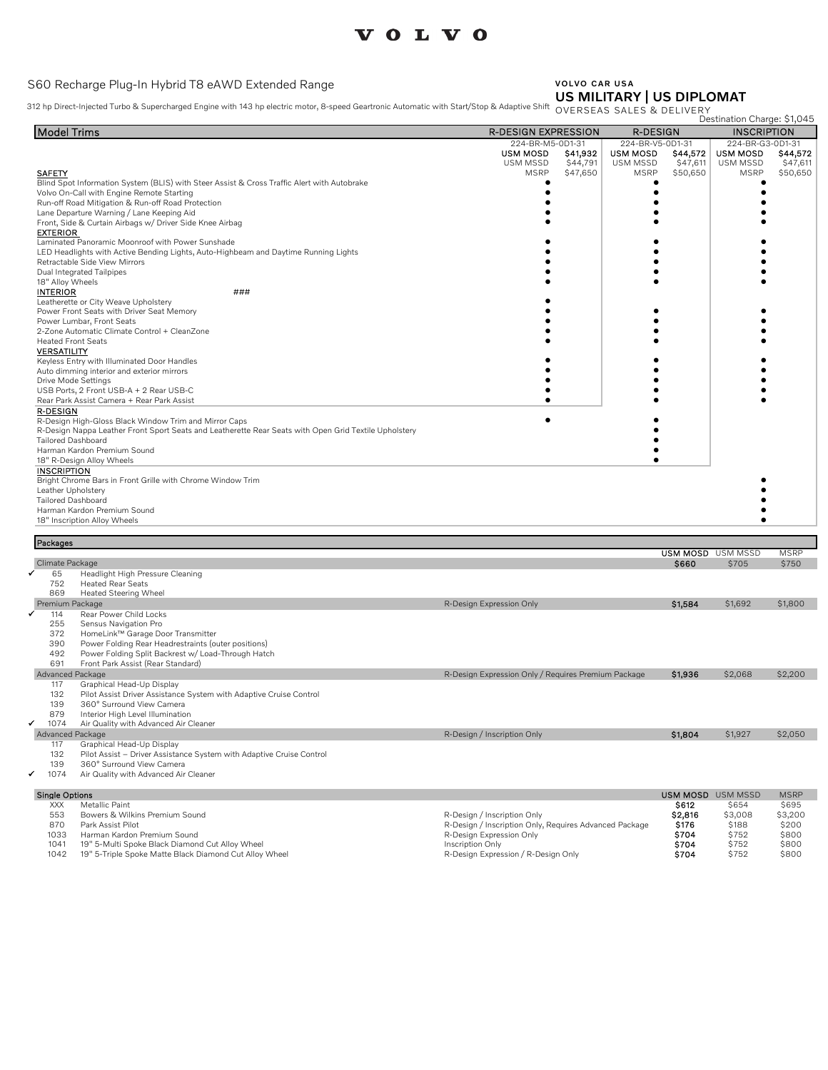VOLVO

S60 Recharge Plug-In Hybrid T8 eAWD Extended Range

312 hp Direct-Injected Turbo & Supercharged Engine with 143 hp electric motor, 8-speed Geartronic Automatic with Start/Stop & Adaptive Shift

**VOLVO CAR USA**
**US MILITARY | US DIPLOMAT**
OVERSEAS SALES & DELIVERY

Destination Charge: $1,045

| Model Trims | R-DESIGN EXPRESSION | R-DESIGN | INSCRIPTION |
|---|---|---|---|
| | 224-BR-M5-0D1-31 | 224-BR-V5-0D1-31 | 224-BR-G3-0D1-31 |
| | USM MOSD $41,932 | USM MOSD $44,572 | USM MOSD $44,572 |
| | USM MSSD $44,791 | USM MSSD $47,611 | USM MSSD $47,611 |
| | MSRP $47,650 | MSRP $50,650 | MSRP $50,650 |
| **SAFETY** | | | |
| Blind Spot Information System (BLIS) with Steer Assist & Cross Traffic Alert with Autobrake | ● | ● | ● |
| Volvo On-Call with Engine Remote Starting | ● | ● | ● |
| Run-off Road Mitigation & Run-off Road Protection | ● | ● | ● |
| Lane Departure Warning / Lane Keeping Aid | ● | ● | ● |
| Front, Side & Curtain Airbags w/ Driver Side Knee Airbag | ● | ● | ● |
| **EXTERIOR** | | | |
| Laminated Panoramic Moonroof with Power Sunshade | ● | ● | ● |
| LED Headlights with Active Bending Lights, Auto-Highbeam and Daytime Running Lights | ● | ● | ● |
| Retractable Side View Mirrors | ● | ● | ● |
| Dual Integrated Tailpipes | ● | ● | ● |
| 18" Alloy Wheels | ● | ● | ● |
| **INTERIOR** ### | | | |
| Leatherette or City Weave Upholstery | ● | | |
| Power Front Seats with Driver Seat Memory | ● | ● | ● |
| Power Lumbar, Front Seats | ● | ● | ● |
| 2-Zone Automatic Climate Control + CleanZone | ● | ● | ● |
| Heated Front Seats | ● | ● | ● |
| **VERSATILITY** | | | |
| Keyless Entry with Illuminated Door Handles | ● | ● | ● |
| Auto dimming interior and exterior mirrors | ● | ● | ● |
| Drive Mode Settings | ● | ● | ● |
| USB Ports, 2 Front USB-A + 2 Rear USB-C | ● | ● | ● |
| Rear Park Assist Camera + Rear Park Assist | ● | ● | ● |
| **R-DESIGN** | | | |
| R-Design High-Gloss Black Window Trim and Mirror Caps | ● | ● | |
| R-Design Nappa Leather Front Sport Seats and Leatherette Rear Seats with Open Grid Textile Upholstery | | ● | |
| Tailored Dashboard | | ● | |
| Harman Kardon Premium Sound | | ● | |
| 18" R-Design Alloy Wheels | | ● | |
| **INSCRIPTION** | | | |
| Bright Chrome Bars in Front Grille with Chrome Window Trim | | | ● |
| Leather Upholstery | | | ● |
| Tailored Dashboard | | | ● |
| Harman Kardon Premium Sound | | | ● |
| 18" Inscription Alloy Wheels | | | ● |

**Packages**

| | Code | Description | Availability | USM MOSD | USM MSSD | MSRP |
|---|---|---|---|---|---|---|
| | | **Climate Package** | | **$660** | $705 | $750 |
| ✓ | 65 | Headlight High Pressure Cleaning | | | | |
| | 752 | Heated Rear Seats | | | | |
| | 869 | Heated Steering Wheel | | | | |
| | | **Premium Package** | R-Design Expression Only | **$1,584** | $1,692 | $1,800 |
| ✓ | 114 | Rear Power Child Locks | | | | |
| | 255 | Sensus Navigation Pro | | | | |
| | 372 | HomeLink™ Garage Door Transmitter | | | | |
| | 390 | Power Folding Rear Headrestraints (outer positions) | | | | |
| | 492 | Power Folding Split Backrest w/ Load-Through Hatch | | | | |
| | 691 | Front Park Assist (Rear Standard) | | | | |
| | | **Advanced Package** | R-Design Expression Only / Requires Premium Package | **$1,936** | $2,068 | $2,200 |
| | 117 | Graphical Head-Up Display | | | | |
| | 132 | Pilot Assist Driver Assistance System with Adaptive Cruise Control | | | | |
| | 139 | 360° Surround View Camera | | | | |
| | 879 | Interior High Level Illumination | | | | |
| ✓ | 1074 | Air Quality with Advanced Air Cleaner | | | | |
| | | **Advanced Package** | R-Design / Inscription Only | **$1,804** | $1,927 | $2,050 |
| | 117 | Graphical Head-Up Display | | | | |
| | 132 | Pilot Assist – Driver Assistance System with Adaptive Cruise Control | | | | |
| | 139 | 360° Surround View Camera | | | | |
| ✓ | 1074 | Air Quality with Advanced Air Cleaner | | | | |

**Single Options**

| Code | Description | Availability | USM MOSD | USM MSSD | MSRP |
|---|---|---|---|---|---|
| XXX | Metallic Paint | | **$612** | $654 | $695 |
| 553 | Bowers & Wilkins Premium Sound | R-Design / Inscription Only | **$2,816** | $3,008 | $3,200 |
| 870 | Park Assist Pilot | R-Design / Inscription Only, Requires Advanced Package | **$176** | $188 | $200 |
| 1033 | Harman Kardon Premium Sound | R-Design Expression Only | **$704** | $752 | $800 |
| 1041 | 19" 5-Multi Spoke Black Diamond Cut Alloy Wheel | Inscription Only | **$704** | $752 | $800 |
| 1042 | 19" 5-Triple Spoke Matte Black Diamond Cut Alloy Wheel | R-Design Expression / R-Design Only | **$704** | $752 | $800 |